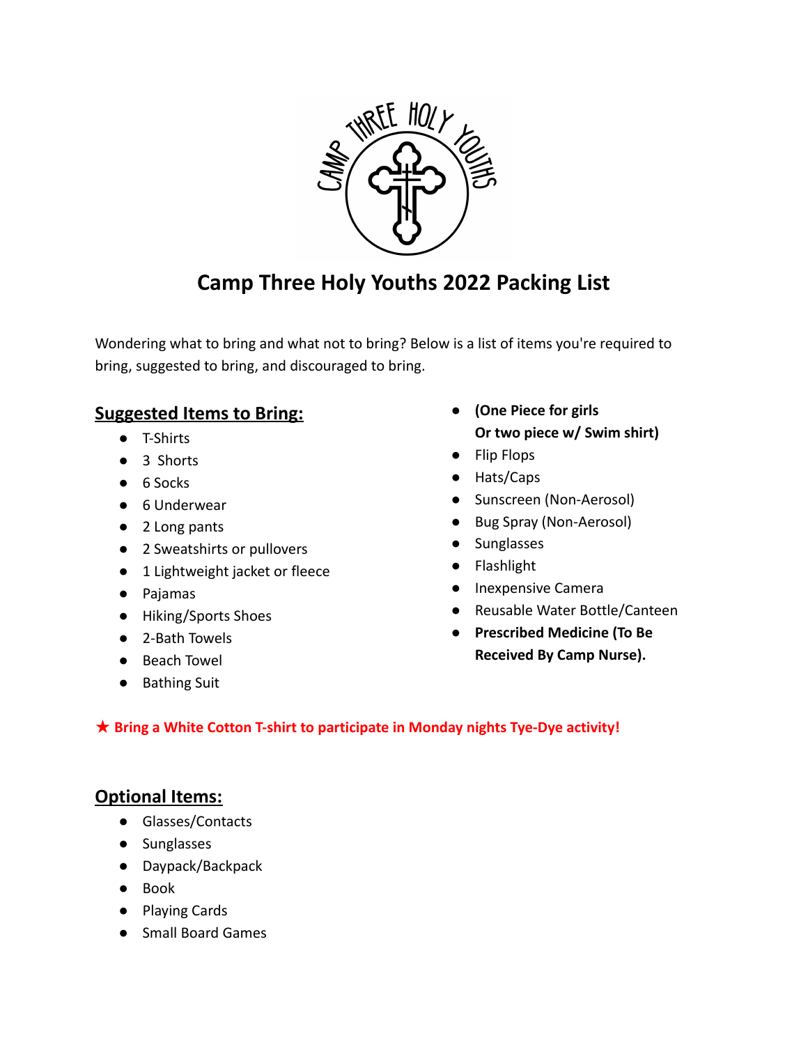# Camp Three Holy Youths 2022 Packing List

Wondering what to bring and what not to bring? Below is a list of items you're required to bring, suggested to bring, and discouraged to bring.

## Suggested Items to Bring:

- T-Shirts
- 3 Shorts
- 6 Socks
- 6 Underwear
- 2 Long pants
- 2 Sweatshirts or pullovers
- 1 Lightweight jacket or fleece
- Pajamas
- Hiking/Sports Shoes
- 2-Bath Towels
- Beach Towel
- Bathing Suit
- **(One Piece for girls Or two piece w/ Swim shirt)**
- Flip Flops
- Hats/Caps
- Sunscreen (Non-Aerosol)
- Bug Spray (Non-Aerosol)
- Sunglasses
- Flashlight
- Inexpensive Camera
- Reusable Water Bottle/Canteen
- **Prescribed Medicine (To Be Received By Camp Nurse).**

**★ Bring a White Cotton T-shirt to participate in Monday nights Tye-Dye activity!**

## Optional Items:

- Glasses/Contacts
- Sunglasses
- Daypack/Backpack
- Book
- Playing Cards
- Small Board Games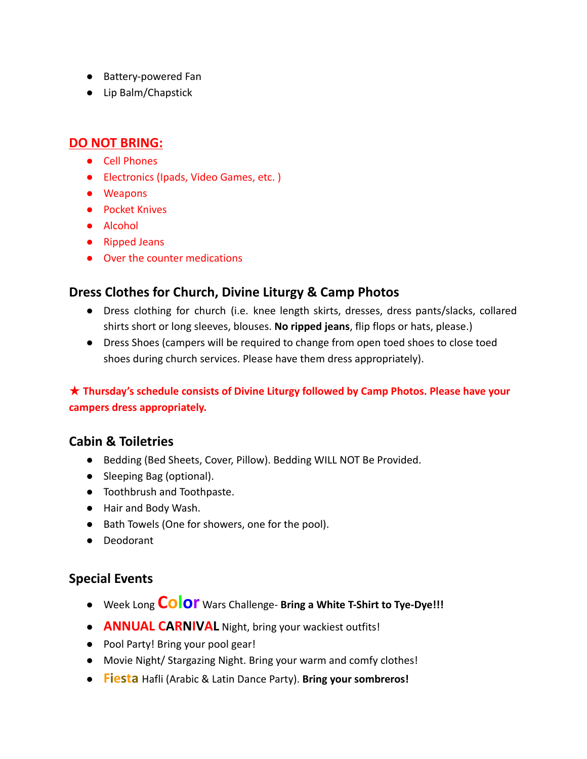- Battery-powered Fan
- Lip Balm/Chapstick

## DO NOT BRING:

- Cell Phones
- Electronics (Ipads, Video Games, etc. )
- Weapons
- Pocket Knives
- Alcohol
- Ripped Jeans
- Over the counter medications

## Dress Clothes for Church, Divine Liturgy & Camp Photos

- Dress clothing for church (i.e. knee length skirts, dresses, dress pants/slacks, collared shirts short or long sleeves, blouses. **No ripped jeans**, flip flops or hats, please.)
- Dress Shoes (campers will be required to change from open toed shoes to close toed shoes during church services. Please have them dress appropriately).

**★ Thursday's schedule consists of Divine Liturgy followed by Camp Photos. Please have your campers dress appropriately.**

## Cabin & Toiletries

- Bedding (Bed Sheets, Cover, Pillow). Bedding WILL NOT Be Provided.
- Sleeping Bag (optional).
- Toothbrush and Toothpaste.
- Hair and Body Wash.
- Bath Towels (One for showers, one for the pool).
- Deodorant

## Special Events

- Week Long **Color** Wars Challenge- **Bring a White T-Shirt to Tye-Dye!!!**
- **ANNUAL CARNIVAL** Night, bring your wackiest outfits!
- Pool Party! Bring your pool gear!
- Movie Night/ Stargazing Night. Bring your warm and comfy clothes!
- **Fiesta** Hafli (Arabic & Latin Dance Party). **Bring your sombreros!**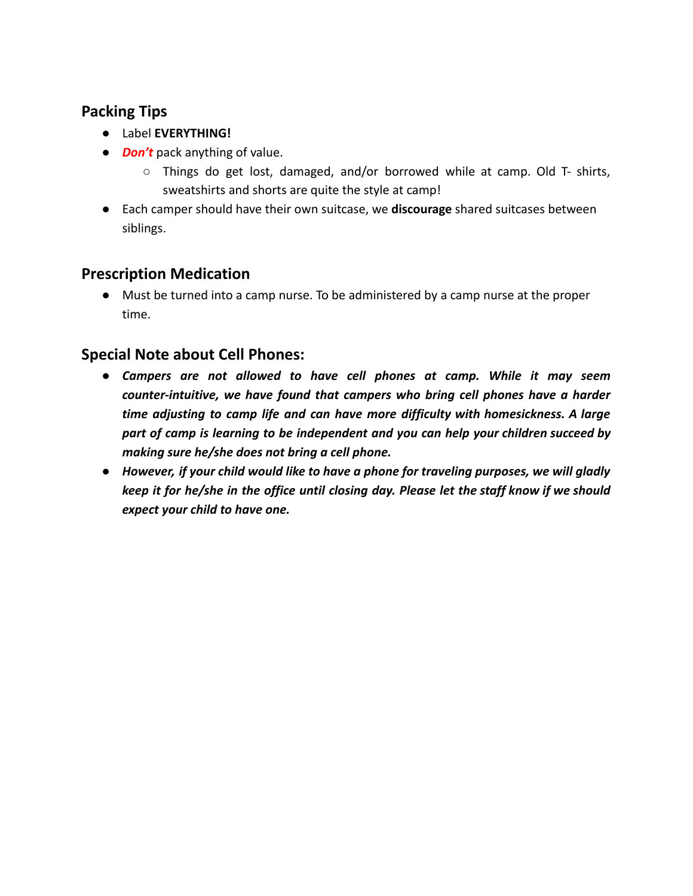## Packing Tips

- Label **EVERYTHING!**
- ***Don't*** pack anything of value.
  - Things do get lost, damaged, and/or borrowed while at camp. Old T- shirts, sweatshirts and shorts are quite the style at camp!
- Each camper should have their own suitcase, we **discourage** shared suitcases between siblings.

## Prescription Medication

- Must be turned into a camp nurse. To be administered by a camp nurse at the proper time.

## Special Note about Cell Phones:

- ***Campers are not allowed to have cell phones at camp. While it may seem counter-intuitive, we have found that campers who bring cell phones have a harder time adjusting to camp life and can have more difficulty with homesickness. A large part of camp is learning to be independent and you can help your children succeed by making sure he/she does not bring a cell phone.***
- ***However, if your child would like to have a phone for traveling purposes, we will gladly keep it for he/she in the office until closing day. Please let the staff know if we should expect your child to have one.***